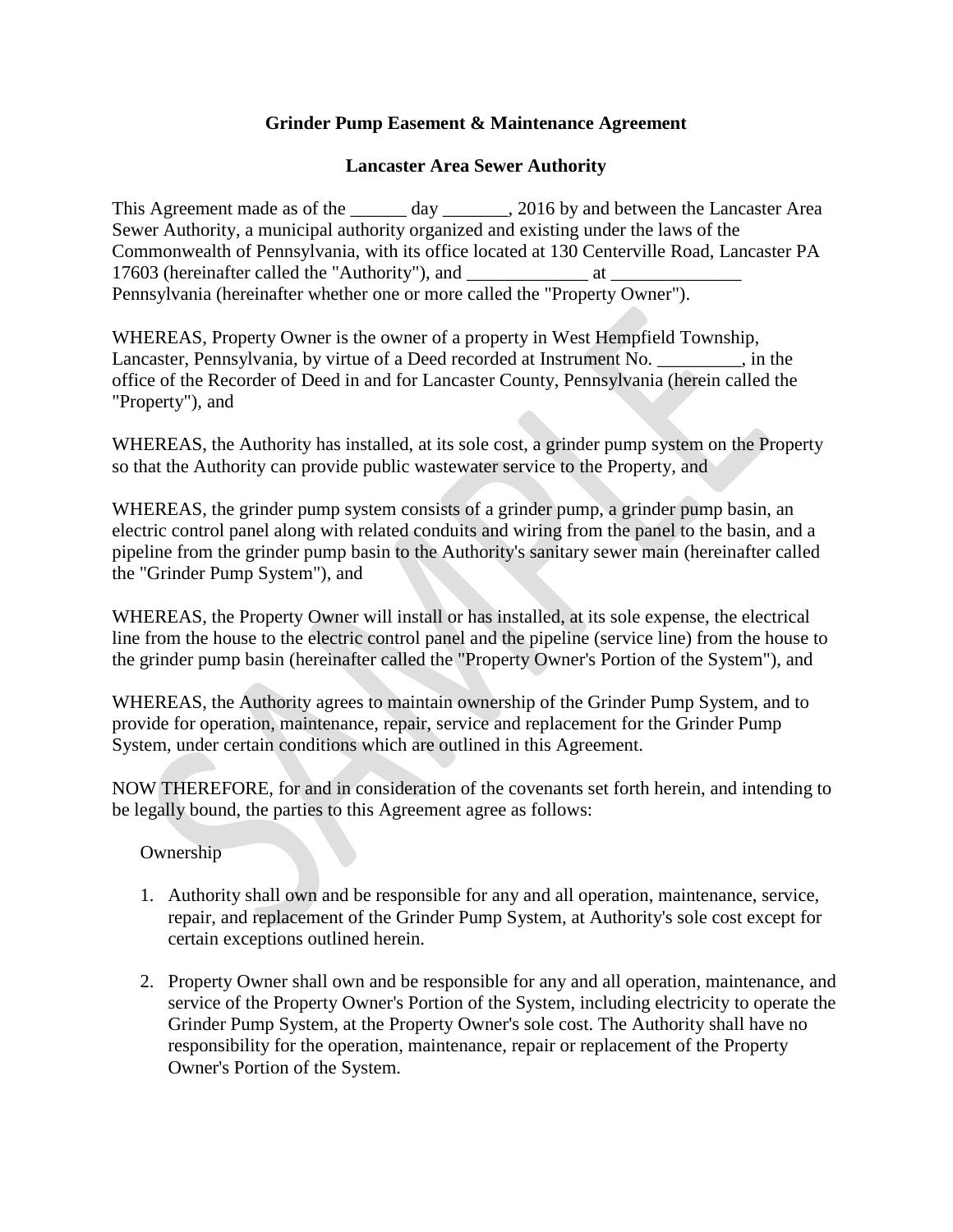# Grinder Pump Easement & Maintenance Agreement

## Lancaster Area Sewer Authority

This Agreement made as of the ______ day _______, 2016 by and between the Lancaster Area Sewer Authority, a municipal authority organized and existing under the laws of the Commonwealth of Pennsylvania, with its office located at 130 Centerville Road, Lancaster PA 17603 (hereinafter called the "Authority"), and _____________ at ______________ Pennsylvania (hereinafter whether one or more called the "Property Owner").

WHEREAS, Property Owner is the owner of a property in West Hempfield Township, Lancaster, Pennsylvania, by virtue of a Deed recorded at Instrument No. _________, in the office of the Recorder of Deed in and for Lancaster County, Pennsylvania (herein called the "Property"), and

WHEREAS, the Authority has installed, at its sole cost, a grinder pump system on the Property so that the Authority can provide public wastewater service to the Property, and

WHEREAS, the grinder pump system consists of a grinder pump, a grinder pump basin, an electric control panel along with related conduits and wiring from the panel to the basin, and a pipeline from the grinder pump basin to the Authority's sanitary sewer main (hereinafter called the "Grinder Pump System"), and

WHEREAS, the Property Owner will install or has installed, at its sole expense, the electrical line from the house to the electric control panel and the pipeline (service line) from the house to the grinder pump basin (hereinafter called the "Property Owner's Portion of the System"), and

WHEREAS, the Authority agrees to maintain ownership of the Grinder Pump System, and to provide for operation, maintenance, repair, service and replacement for the Grinder Pump System, under certain conditions which are outlined in this Agreement.

NOW THEREFORE, for and in consideration of the covenants set forth herein, and intending to be legally bound, the parties to this Agreement agree as follows:

Ownership

1. Authority shall own and be responsible for any and all operation, maintenance, service, repair, and replacement of the Grinder Pump System, at Authority's sole cost except for certain exceptions outlined herein.

2. Property Owner shall own and be responsible for any and all operation, maintenance, and service of the Property Owner's Portion of the System, including electricity to operate the Grinder Pump System, at the Property Owner's sole cost. The Authority shall have no responsibility for the operation, maintenance, repair or replacement of the Property Owner's Portion of the System.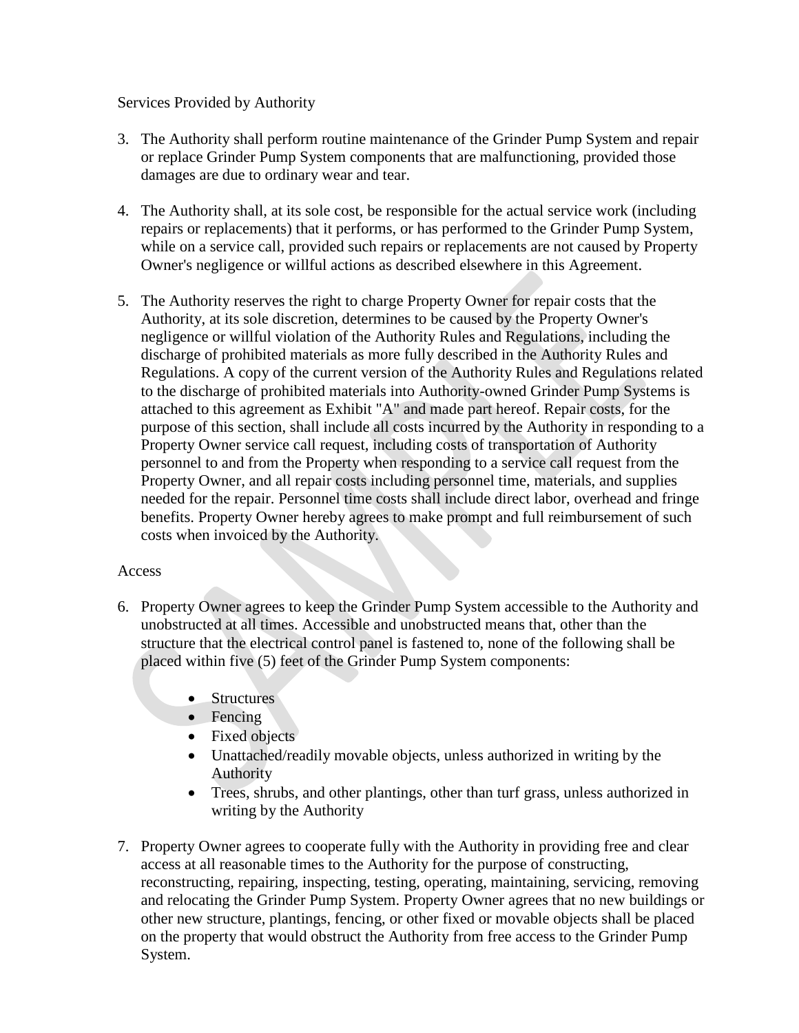Services Provided by Authority

3. The Authority shall perform routine maintenance of the Grinder Pump System and repair or replace Grinder Pump System components that are malfunctioning, provided those damages are due to ordinary wear and tear.

4. The Authority shall, at its sole cost, be responsible for the actual service work (including repairs or replacements) that it performs, or has performed to the Grinder Pump System, while on a service call, provided such repairs or replacements are not caused by Property Owner's negligence or willful actions as described elsewhere in this Agreement.

5. The Authority reserves the right to charge Property Owner for repair costs that the Authority, at its sole discretion, determines to be caused by the Property Owner's negligence or willful violation of the Authority Rules and Regulations, including the discharge of prohibited materials as more fully described in the Authority Rules and Regulations. A copy of the current version of the Authority Rules and Regulations related to the discharge of prohibited materials into Authority-owned Grinder Pump Systems is attached to this agreement as Exhibit "A" and made part hereof. Repair costs, for the purpose of this section, shall include all costs incurred by the Authority in responding to a Property Owner service call request, including costs of transportation of Authority personnel to and from the Property when responding to a service call request from the Property Owner, and all repair costs including personnel time, materials, and supplies needed for the repair. Personnel time costs shall include direct labor, overhead and fringe benefits. Property Owner hereby agrees to make prompt and full reimbursement of such costs when invoiced by the Authority.

Access

6. Property Owner agrees to keep the Grinder Pump System accessible to the Authority and unobstructed at all times. Accessible and unobstructed means that, other than the structure that the electrical control panel is fastened to, none of the following shall be placed within five (5) feet of the Grinder Pump System components:

   - Structures
   - Fencing
   - Fixed objects
   - Unattached/readily movable objects, unless authorized in writing by the Authority
   - Trees, shrubs, and other plantings, other than turf grass, unless authorized in writing by the Authority

7. Property Owner agrees to cooperate fully with the Authority in providing free and clear access at all reasonable times to the Authority for the purpose of constructing, reconstructing, repairing, inspecting, testing, operating, maintaining, servicing, removing and relocating the Grinder Pump System. Property Owner agrees that no new buildings or other new structure, plantings, fencing, or other fixed or movable objects shall be placed on the property that would obstruct the Authority from free access to the Grinder Pump System.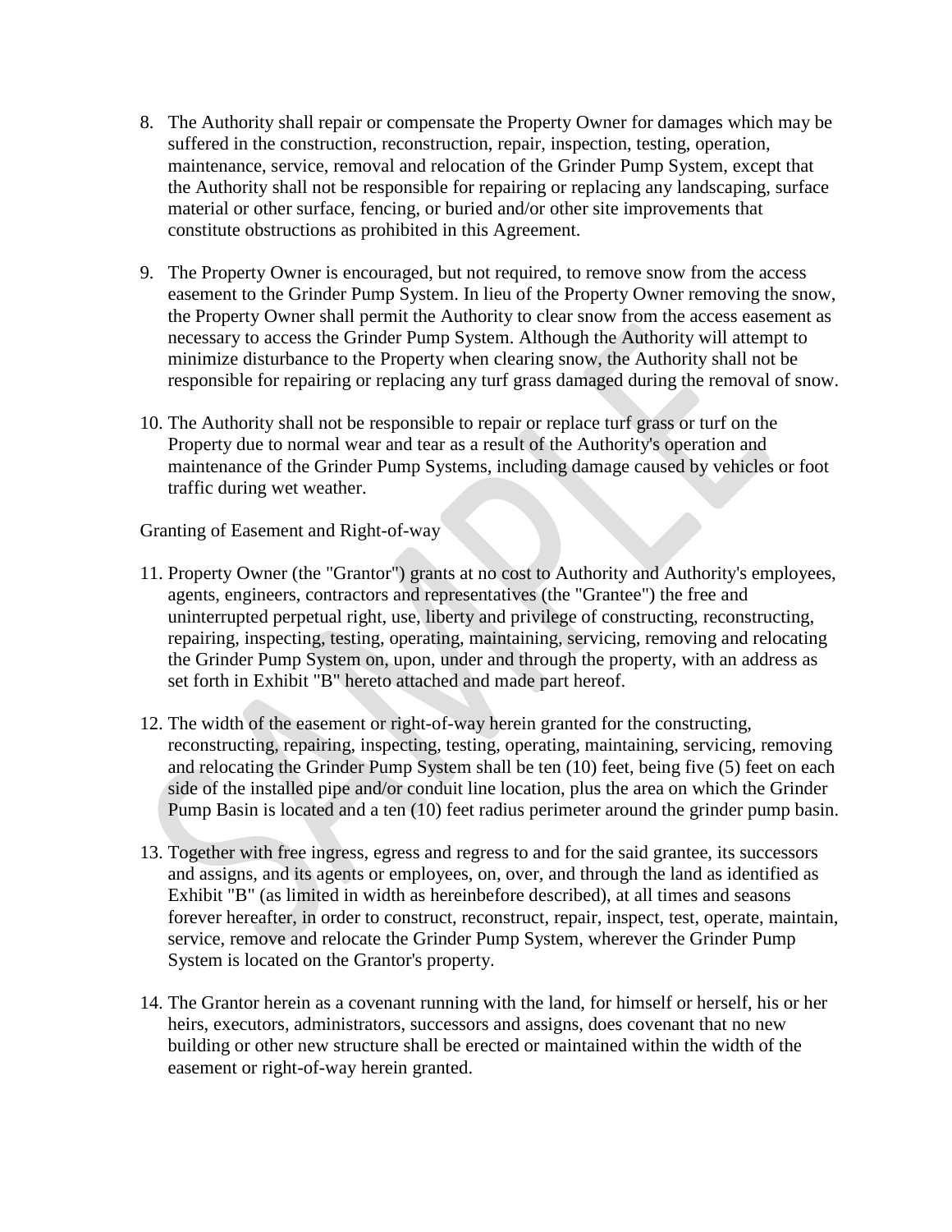8. The Authority shall repair or compensate the Property Owner for damages which may be suffered in the construction, reconstruction, repair, inspection, testing, operation, maintenance, service, removal and relocation of the Grinder Pump System, except that the Authority shall not be responsible for repairing or replacing any landscaping, surface material or other surface, fencing, or buried and/or other site improvements that constitute obstructions as prohibited in this Agreement.

9. The Property Owner is encouraged, but not required, to remove snow from the access easement to the Grinder Pump System. In lieu of the Property Owner removing the snow, the Property Owner shall permit the Authority to clear snow from the access easement as necessary to access the Grinder Pump System. Although the Authority will attempt to minimize disturbance to the Property when clearing snow, the Authority shall not be responsible for repairing or replacing any turf grass damaged during the removal of snow.

10. The Authority shall not be responsible to repair or replace turf grass or turf on the Property due to normal wear and tear as a result of the Authority's operation and maintenance of the Grinder Pump Systems, including damage caused by vehicles or foot traffic during wet weather.

Granting of Easement and Right-of-way

11. Property Owner (the "Grantor") grants at no cost to Authority and Authority's employees, agents, engineers, contractors and representatives (the "Grantee") the free and uninterrupted perpetual right, use, liberty and privilege of constructing, reconstructing, repairing, inspecting, testing, operating, maintaining, servicing, removing and relocating the Grinder Pump System on, upon, under and through the property, with an address as set forth in Exhibit "B" hereto attached and made part hereof.

12. The width of the easement or right-of-way herein granted for the constructing, reconstructing, repairing, inspecting, testing, operating, maintaining, servicing, removing and relocating the Grinder Pump System shall be ten (10) feet, being five (5) feet on each side of the installed pipe and/or conduit line location, plus the area on which the Grinder Pump Basin is located and a ten (10) feet radius perimeter around the grinder pump basin.

13. Together with free ingress, egress and regress to and for the said grantee, its successors and assigns, and its agents or employees, on, over, and through the land as identified as Exhibit "B" (as limited in width as hereinbefore described), at all times and seasons forever hereafter, in order to construct, reconstruct, repair, inspect, test, operate, maintain, service, remove and relocate the Grinder Pump System, wherever the Grinder Pump System is located on the Grantor's property.

14. The Grantor herein as a covenant running with the land, for himself or herself, his or her heirs, executors, administrators, successors and assigns, does covenant that no new building or other new structure shall be erected or maintained within the width of the easement or right-of-way herein granted.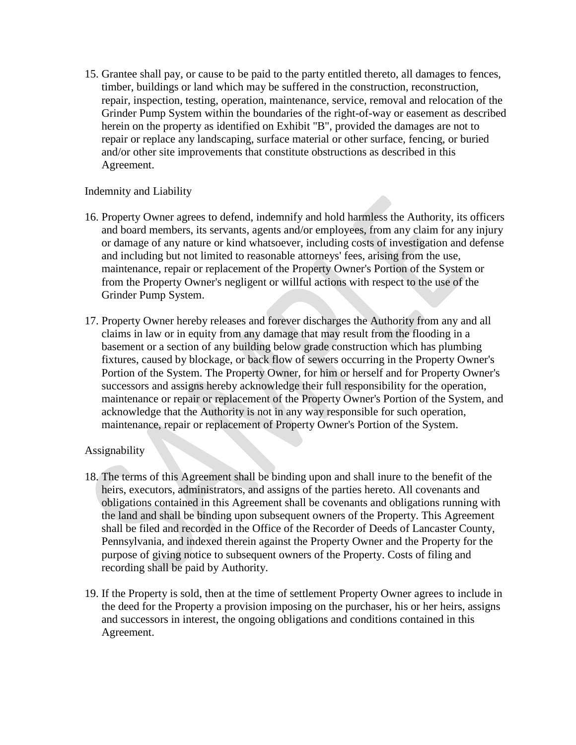15. Grantee shall pay, or cause to be paid to the party entitled thereto, all damages to fences, timber, buildings or land which may be suffered in the construction, reconstruction, repair, inspection, testing, operation, maintenance, service, removal and relocation of the Grinder Pump System within the boundaries of the right-of-way or easement as described herein on the property as identified on Exhibit "B", provided the damages are not to repair or replace any landscaping, surface material or other surface, fencing, or buried and/or other site improvements that constitute obstructions as described in this Agreement.

Indemnity and Liability

16. Property Owner agrees to defend, indemnify and hold harmless the Authority, its officers and board members, its servants, agents and/or employees, from any claim for any injury or damage of any nature or kind whatsoever, including costs of investigation and defense and including but not limited to reasonable attorneys' fees, arising from the use, maintenance, repair or replacement of the Property Owner's Portion of the System or from the Property Owner's negligent or willful actions with respect to the use of the Grinder Pump System.

17. Property Owner hereby releases and forever discharges the Authority from any and all claims in law or in equity from any damage that may result from the flooding in a basement or a section of any building below grade construction which has plumbing fixtures, caused by blockage, or back flow of sewers occurring in the Property Owner's Portion of the System. The Property Owner, for him or herself and for Property Owner's successors and assigns hereby acknowledge their full responsibility for the operation, maintenance or repair or replacement of the Property Owner's Portion of the System, and acknowledge that the Authority is not in any way responsible for such operation, maintenance, repair or replacement of Property Owner's Portion of the System.

Assignability

18. The terms of this Agreement shall be binding upon and shall inure to the benefit of the heirs, executors, administrators, and assigns of the parties hereto. All covenants and obligations contained in this Agreement shall be covenants and obligations running with the land and shall be binding upon subsequent owners of the Property. This Agreement shall be filed and recorded in the Office of the Recorder of Deeds of Lancaster County, Pennsylvania, and indexed therein against the Property Owner and the Property for the purpose of giving notice to subsequent owners of the Property. Costs of filing and recording shall be paid by Authority.

19. If the Property is sold, then at the time of settlement Property Owner agrees to include in the deed for the Property a provision imposing on the purchaser, his or her heirs, assigns and successors in interest, the ongoing obligations and conditions contained in this Agreement.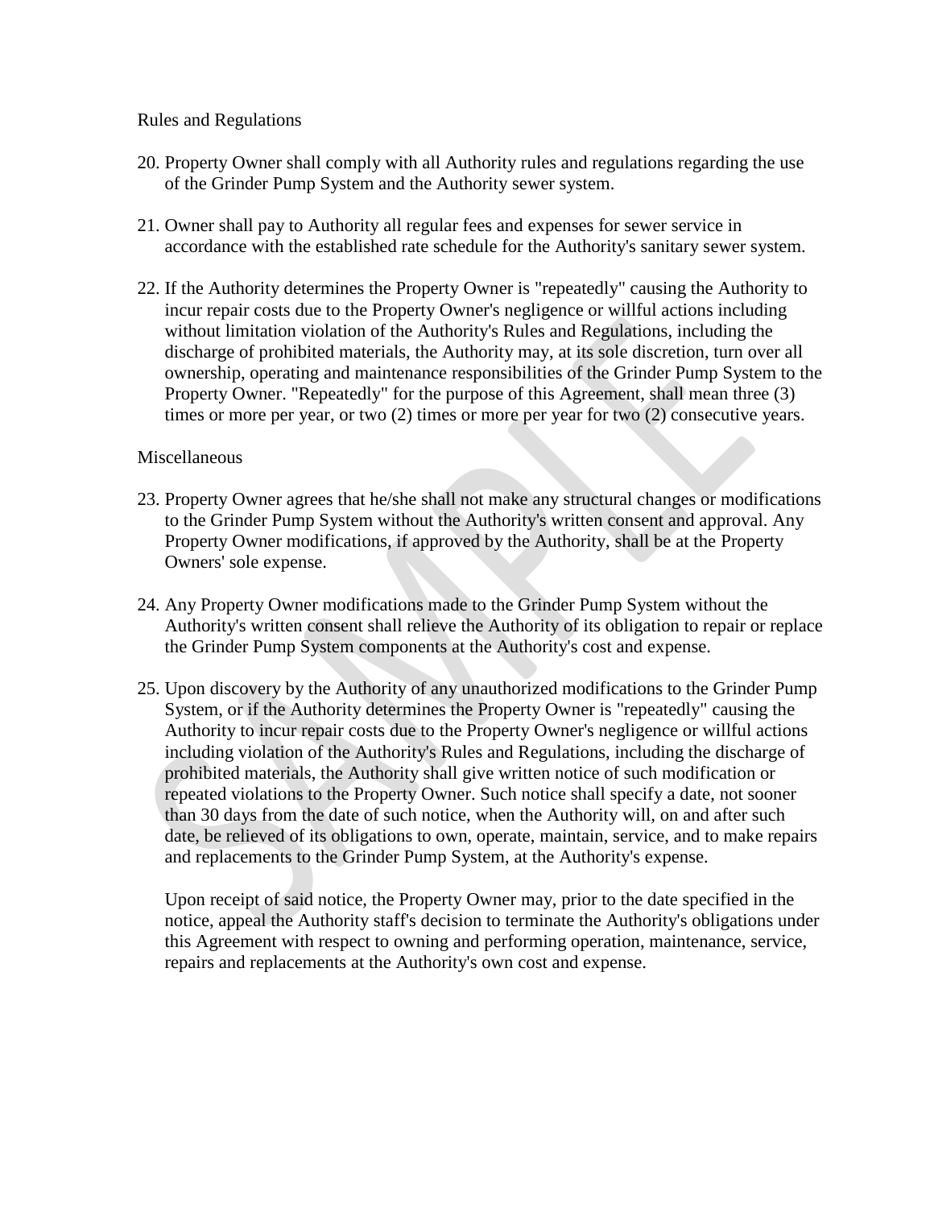Rules and Regulations

20. Property Owner shall comply with all Authority rules and regulations regarding the use of the Grinder Pump System and the Authority sewer system.

21. Owner shall pay to Authority all regular fees and expenses for sewer service in accordance with the established rate schedule for the Authority's sanitary sewer system.

22. If the Authority determines the Property Owner is "repeatedly" causing the Authority to incur repair costs due to the Property Owner's negligence or willful actions including without limitation violation of the Authority's Rules and Regulations, including the discharge of prohibited materials, the Authority may, at its sole discretion, turn over all ownership, operating and maintenance responsibilities of the Grinder Pump System to the Property Owner. "Repeatedly" for the purpose of this Agreement, shall mean three (3) times or more per year, or two (2) times or more per year for two (2) consecutive years.

Miscellaneous

23. Property Owner agrees that he/she shall not make any structural changes or modifications to the Grinder Pump System without the Authority's written consent and approval. Any Property Owner modifications, if approved by the Authority, shall be at the Property Owners' sole expense.

24. Any Property Owner modifications made to the Grinder Pump System without the Authority's written consent shall relieve the Authority of its obligation to repair or replace the Grinder Pump System components at the Authority's cost and expense.

25. Upon discovery by the Authority of any unauthorized modifications to the Grinder Pump System, or if the Authority determines the Property Owner is "repeatedly" causing the Authority to incur repair costs due to the Property Owner's negligence or willful actions including violation of the Authority's Rules and Regulations, including the discharge of prohibited materials, the Authority shall give written notice of such modification or repeated violations to the Property Owner. Such notice shall specify a date, not sooner than 30 days from the date of such notice, when the Authority will, on and after such date, be relieved of its obligations to own, operate, maintain, service, and to make repairs and replacements to the Grinder Pump System, at the Authority's expense.

    Upon receipt of said notice, the Property Owner may, prior to the date specified in the notice, appeal the Authority staff's decision to terminate the Authority's obligations under this Agreement with respect to owning and performing operation, maintenance, service, repairs and replacements at the Authority's own cost and expense.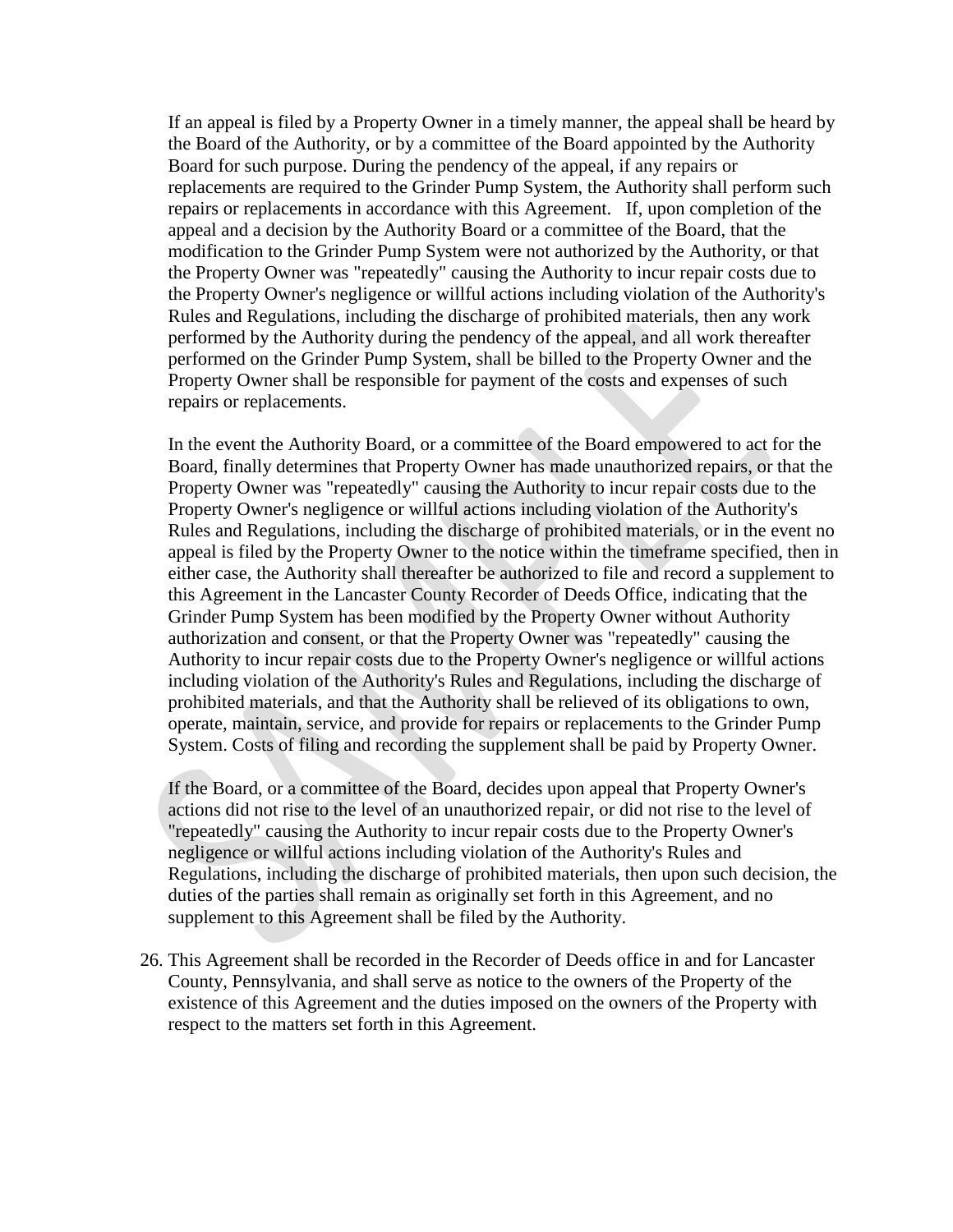If an appeal is filed by a Property Owner in a timely manner, the appeal shall be heard by the Board of the Authority, or by a committee of the Board appointed by the Authority Board for such purpose. During the pendency of the appeal, if any repairs or replacements are required to the Grinder Pump System, the Authority shall perform such repairs or replacements in accordance with this Agreement. If, upon completion of the appeal and a decision by the Authority Board or a committee of the Board, that the modification to the Grinder Pump System were not authorized by the Authority, or that the Property Owner was "repeatedly" causing the Authority to incur repair costs due to the Property Owner's negligence or willful actions including violation of the Authority's Rules and Regulations, including the discharge of prohibited materials, then any work performed by the Authority during the pendency of the appeal, and all work thereafter performed on the Grinder Pump System, shall be billed to the Property Owner and the Property Owner shall be responsible for payment of the costs and expenses of such repairs or replacements.

In the event the Authority Board, or a committee of the Board empowered to act for the Board, finally determines that Property Owner has made unauthorized repairs, or that the Property Owner was "repeatedly" causing the Authority to incur repair costs due to the Property Owner's negligence or willful actions including violation of the Authority's Rules and Regulations, including the discharge of prohibited materials, or in the event no appeal is filed by the Property Owner to the notice within the timeframe specified, then in either case, the Authority shall thereafter be authorized to file and record a supplement to this Agreement in the Lancaster County Recorder of Deeds Office, indicating that the Grinder Pump System has been modified by the Property Owner without Authority authorization and consent, or that the Property Owner was "repeatedly" causing the Authority to incur repair costs due to the Property Owner's negligence or willful actions including violation of the Authority's Rules and Regulations, including the discharge of prohibited materials, and that the Authority shall be relieved of its obligations to own, operate, maintain, service, and provide for repairs or replacements to the Grinder Pump System. Costs of filing and recording the supplement shall be paid by Property Owner.

If the Board, or a committee of the Board, decides upon appeal that Property Owner's actions did not rise to the level of an unauthorized repair, or did not rise to the level of "repeatedly" causing the Authority to incur repair costs due to the Property Owner's negligence or willful actions including violation of the Authority's Rules and Regulations, including the discharge of prohibited materials, then upon such decision, the duties of the parties shall remain as originally set forth in this Agreement, and no supplement to this Agreement shall be filed by the Authority.

26. This Agreement shall be recorded in the Recorder of Deeds office in and for Lancaster County, Pennsylvania, and shall serve as notice to the owners of the Property of the existence of this Agreement and the duties imposed on the owners of the Property with respect to the matters set forth in this Agreement.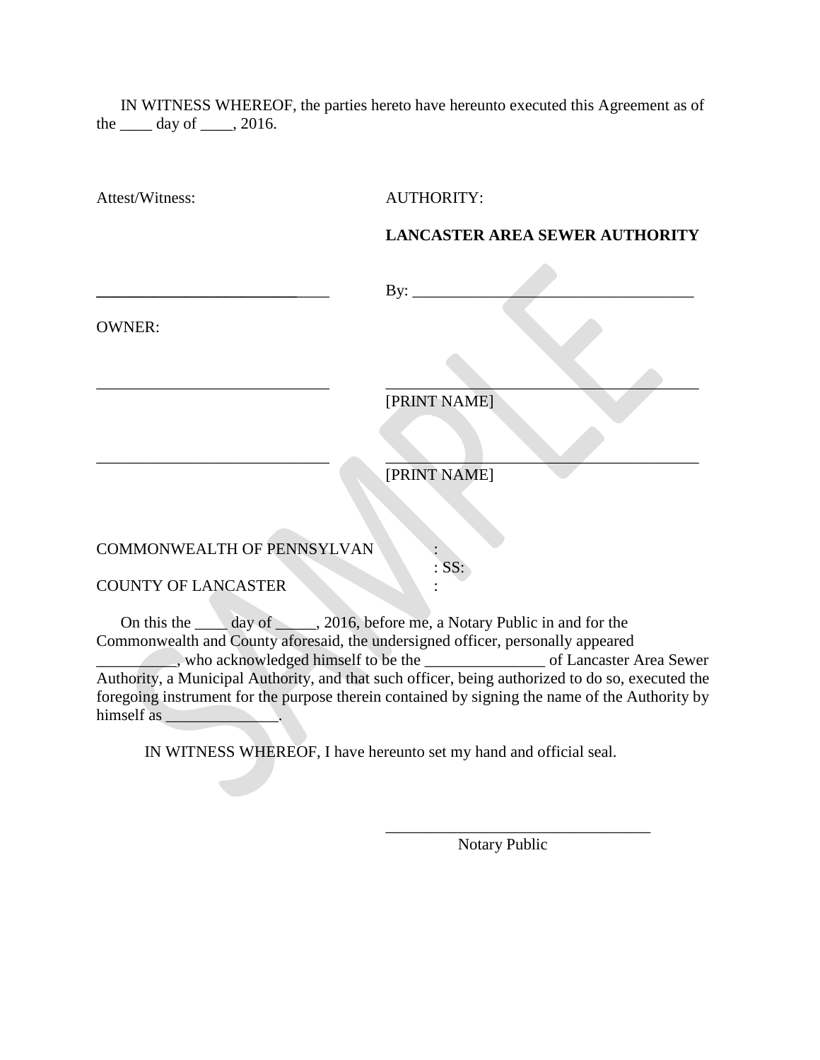IN WITNESS WHEREOF, the parties hereto have hereunto executed this Agreement as of the ____ day of ____, 2016.

Attest/Witness: AUTHORITY:

**LANCASTER AREA SEWER AUTHORITY**

______________________________ By: ____________________________________

OWNER:

______________________________ ________________________________________
[PRINT NAME]

______________________________ ________________________________________
[PRINT NAME]

COMMONWEALTH OF PENNSYLVAN :
: SS:
COUNTY OF LANCASTER :

On this the ____ day of _____, 2016, before me, a Notary Public in and for the Commonwealth and County aforesaid, the undersigned officer, personally appeared __________, who acknowledged himself to be the _______________ of Lancaster Area Sewer Authority, a Municipal Authority, and that such officer, being authorized to do so, executed the foregoing instrument for the purpose therein contained by signing the name of the Authority by himself as ______________.

IN WITNESS WHEREOF, I have hereunto set my hand and official seal.

__________________________________
Notary Public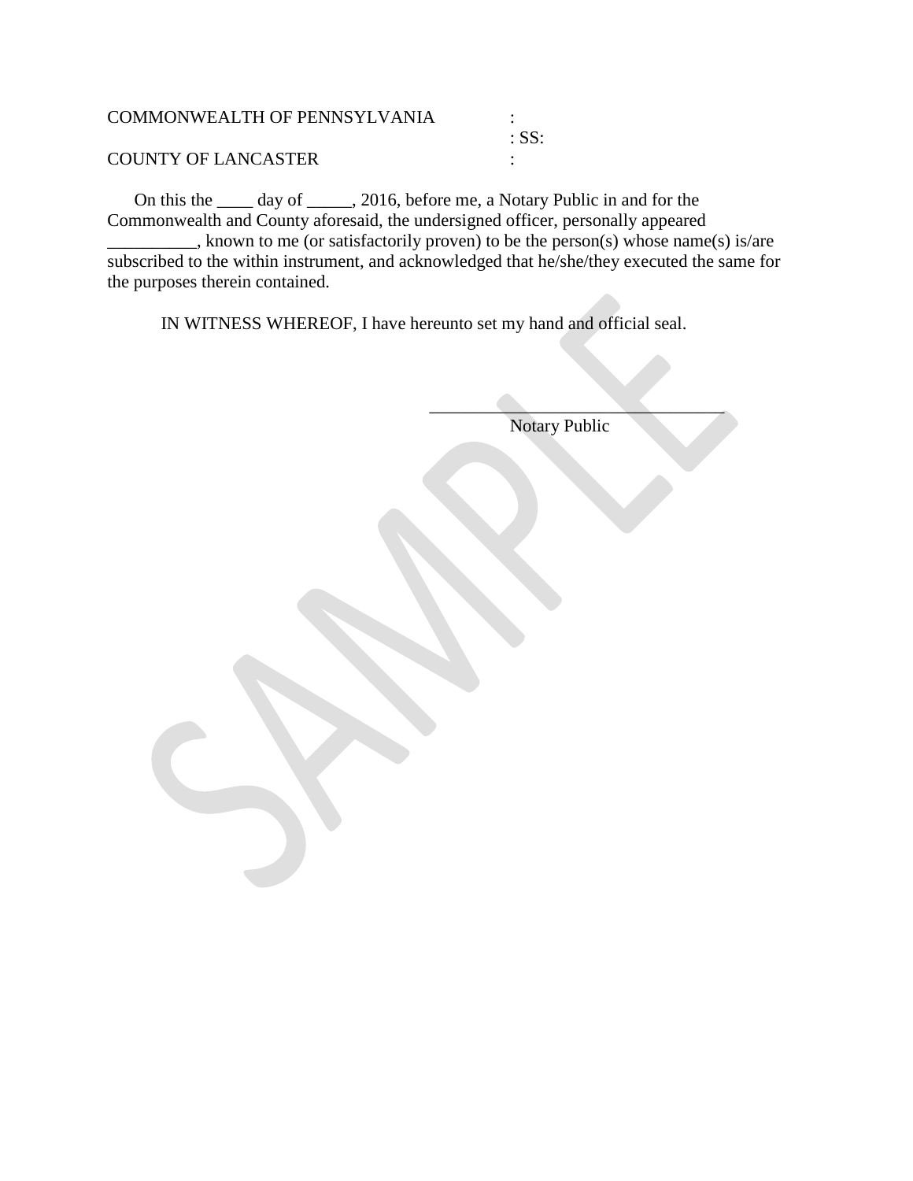COMMONWEALTH OF PENNSYLVANIA :
: SS:
COUNTY OF LANCASTER :

On this the ____ day of _____, 2016, before me, a Notary Public in and for the Commonwealth and County aforesaid, the undersigned officer, personally appeared __________, known to me (or satisfactorily proven) to be the person(s) whose name(s) is/are subscribed to the within instrument, and acknowledged that he/she/they executed the same for the purposes therein contained.

IN WITNESS WHEREOF, I have hereunto set my hand and official seal.

___________________________________
Notary Public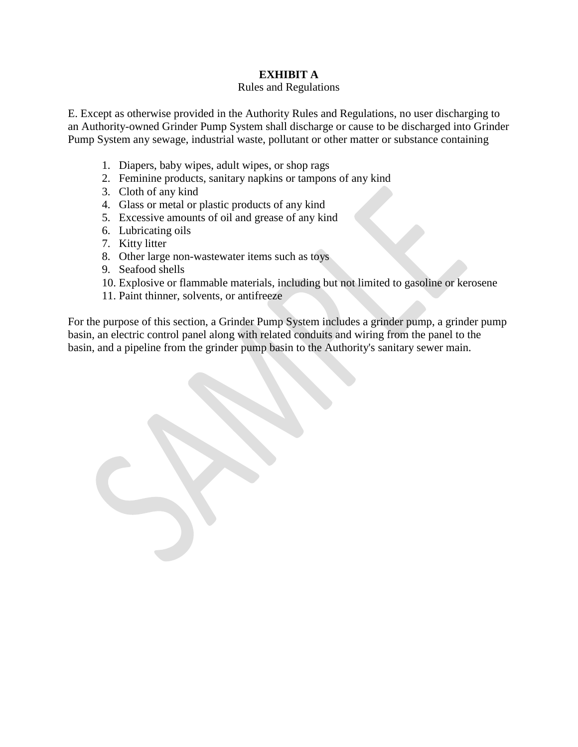**EXHIBIT A**

Rules and Regulations

E. Except as otherwise provided in the Authority Rules and Regulations, no user discharging to an Authority-owned Grinder Pump System shall discharge or cause to be discharged into Grinder Pump System any sewage, industrial waste, pollutant or other matter or substance containing

1. Diapers, baby wipes, adult wipes, or shop rags
2. Feminine products, sanitary napkins or tampons of any kind
3. Cloth of any kind
4. Glass or metal or plastic products of any kind
5. Excessive amounts of oil and grease of any kind
6. Lubricating oils
7. Kitty litter
8. Other large non-wastewater items such as toys
9. Seafood shells
10. Explosive or flammable materials, including but not limited to gasoline or kerosene
11. Paint thinner, solvents, or antifreeze

For the purpose of this section, a Grinder Pump System includes a grinder pump, a grinder pump basin, an electric control panel along with related conduits and wiring from the panel to the basin, and a pipeline from the grinder pump basin to the Authority's sanitary sewer main.